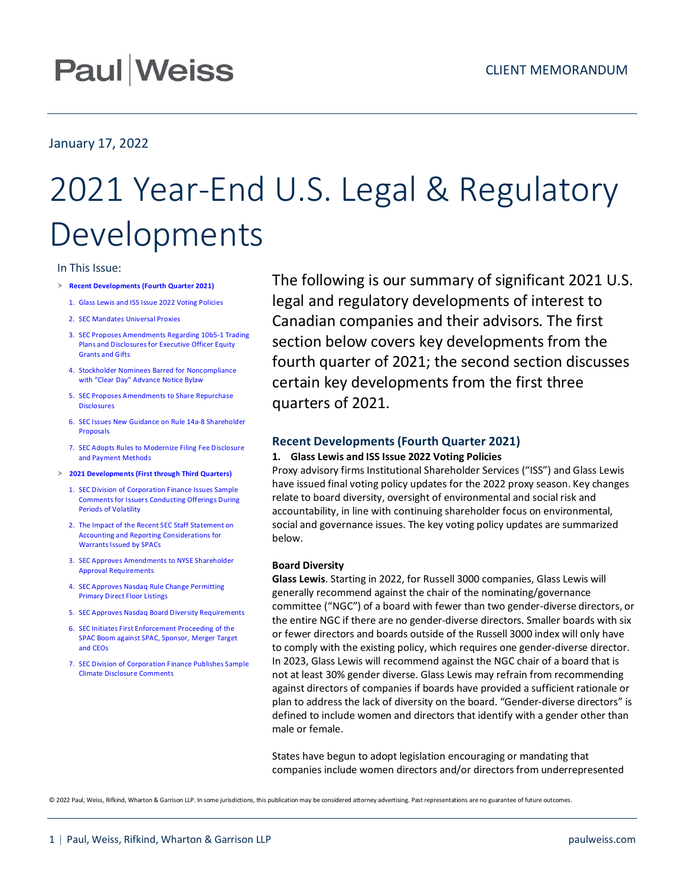Paul|Weiss

CLIENT MEMORANDUM

January 17, 2022

# 2021 Year-End U.S. Legal & Regulatory Developments

In This Issue:

- **Recent Developments (Fourth Quarter 2021)**
  1. Glass Lewis and ISS Issue 2022 Voting Policies
  2. SEC Mandates Universal Proxies
  3. SEC Proposes Amendments Regarding 10b5-1 Trading Plans and Disclosures for Executive Officer Equity Grants and Gifts
  4. Stockholder Nominees Barred for Noncompliance with "Clear Day" Advance Notice Bylaw
  5. SEC Proposes Amendments to Share Repurchase Disclosures
  6. SEC Issues New Guidance on Rule 14a-8 Shareholder Proposals
  7. SEC Adopts Rules to Modernize Filing Fee Disclosure and Payment Methods
- **2021 Developments (First through Third Quarters)**
  1. SEC Division of Corporation Finance Issues Sample Comments for Issuers Conducting Offerings During Periods of Volatility
  2. The Impact of the Recent SEC Staff Statement on Accounting and Reporting Considerations for Warrants Issued by SPACs
  3. SEC Approves Amendments to NYSE Shareholder Approval Requirements
  4. SEC Approves Nasdaq Rule Change Permitting Primary Direct Floor Listings
  5. SEC Approves Nasdaq Board Diversity Requirements
  6. SEC Initiates First Enforcement Proceeding of the SPAC Boom against SPAC, Sponsor, Merger Target and CEOs
  7. SEC Division of Corporation Finance Publishes Sample Climate Disclosure Comments

The following is our summary of significant 2021 U.S. legal and regulatory developments of interest to Canadian companies and their advisors. The first section below covers key developments from the fourth quarter of 2021; the second section discusses certain key developments from the first three quarters of 2021.

## Recent Developments (Fourth Quarter 2021)

### 1. Glass Lewis and ISS Issue 2022 Voting Policies

Proxy advisory firms Institutional Shareholder Services ("ISS") and Glass Lewis have issued final voting policy updates for the 2022 proxy season. Key changes relate to board diversity, oversight of environmental and social risk and accountability, in line with continuing shareholder focus on environmental, social and governance issues. The key voting policy updates are summarized below.

#### Board Diversity

**Glass Lewis**. Starting in 2022, for Russell 3000 companies, Glass Lewis will generally recommend against the chair of the nominating/governance committee ("NGC") of a board with fewer than two gender-diverse directors, or the entire NGC if there are no gender-diverse directors. Smaller boards with six or fewer directors and boards outside of the Russell 3000 index will only have to comply with the existing policy, which requires one gender-diverse director. In 2023, Glass Lewis will recommend against the NGC chair of a board that is not at least 30% gender diverse. Glass Lewis may refrain from recommending against directors of companies if boards have provided a sufficient rationale or plan to address the lack of diversity on the board. "Gender-diverse directors" is defined to include women and directors that identify with a gender other than male or female.

States have begun to adopt legislation encouraging or mandating that companies include women directors and/or directors from underrepresented

© 2022 Paul, Weiss, Rifkind, Wharton & Garrison LLP. In some jurisdictions, this publication may be considered attorney advertising. Past representations are no guarantee of future outcomes.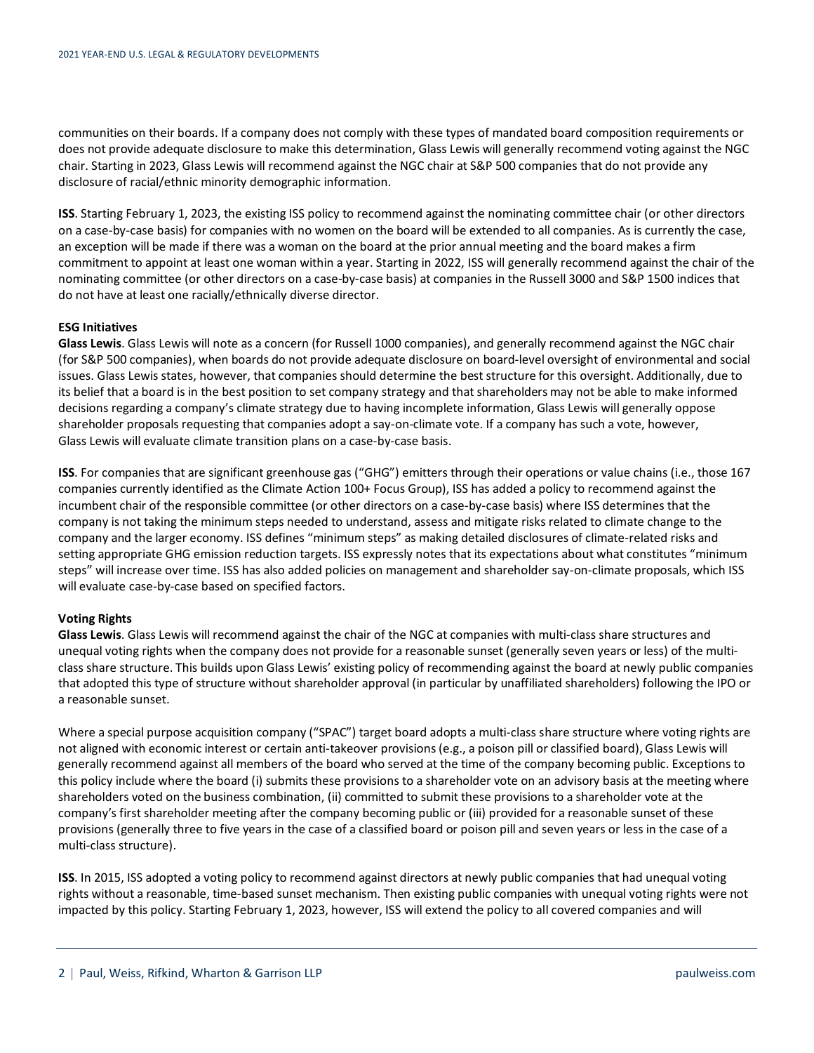communities on their boards. If a company does not comply with these types of mandated board composition requirements or does not provide adequate disclosure to make this determination, Glass Lewis will generally recommend voting against the NGC chair. Starting in 2023, Glass Lewis will recommend against the NGC chair at S&P 500 companies that do not provide any disclosure of racial/ethnic minority demographic information.

**ISS**. Starting February 1, 2023, the existing ISS policy to recommend against the nominating committee chair (or other directors on a case-by-case basis) for companies with no women on the board will be extended to all companies. As is currently the case, an exception will be made if there was a woman on the board at the prior annual meeting and the board makes a firm commitment to appoint at least one woman within a year. Starting in 2022, ISS will generally recommend against the chair of the nominating committee (or other directors on a case-by-case basis) at companies in the Russell 3000 and S&P 1500 indices that do not have at least one racially/ethnically diverse director.

**ESG Initiatives**

**Glass Lewis**. Glass Lewis will note as a concern (for Russell 1000 companies), and generally recommend against the NGC chair (for S&P 500 companies), when boards do not provide adequate disclosure on board-level oversight of environmental and social issues. Glass Lewis states, however, that companies should determine the best structure for this oversight. Additionally, due to its belief that a board is in the best position to set company strategy and that shareholders may not be able to make informed decisions regarding a company's climate strategy due to having incomplete information, Glass Lewis will generally oppose shareholder proposals requesting that companies adopt a say-on-climate vote. If a company has such a vote, however, Glass Lewis will evaluate climate transition plans on a case-by-case basis.

**ISS**. For companies that are significant greenhouse gas ("GHG") emitters through their operations or value chains (i.e., those 167 companies currently identified as the Climate Action 100+ Focus Group), ISS has added a policy to recommend against the incumbent chair of the responsible committee (or other directors on a case-by-case basis) where ISS determines that the company is not taking the minimum steps needed to understand, assess and mitigate risks related to climate change to the company and the larger economy. ISS defines "minimum steps" as making detailed disclosures of climate-related risks and setting appropriate GHG emission reduction targets. ISS expressly notes that its expectations about what constitutes "minimum steps" will increase over time. ISS has also added policies on management and shareholder say-on-climate proposals, which ISS will evaluate case-by-case based on specified factors.

**Voting Rights**

**Glass Lewis**. Glass Lewis will recommend against the chair of the NGC at companies with multi-class share structures and unequal voting rights when the company does not provide for a reasonable sunset (generally seven years or less) of the multi-class share structure. This builds upon Glass Lewis' existing policy of recommending against the board at newly public companies that adopted this type of structure without shareholder approval (in particular by unaffiliated shareholders) following the IPO or a reasonable sunset.

Where a special purpose acquisition company ("SPAC") target board adopts a multi-class share structure where voting rights are not aligned with economic interest or certain anti-takeover provisions (e.g., a poison pill or classified board), Glass Lewis will generally recommend against all members of the board who served at the time of the company becoming public. Exceptions to this policy include where the board (i) submits these provisions to a shareholder vote on an advisory basis at the meeting where shareholders voted on the business combination, (ii) committed to submit these provisions to a shareholder vote at the company's first shareholder meeting after the company becoming public or (iii) provided for a reasonable sunset of these provisions (generally three to five years in the case of a classified board or poison pill and seven years or less in the case of a multi-class structure).

**ISS**. In 2015, ISS adopted a voting policy to recommend against directors at newly public companies that had unequal voting rights without a reasonable, time-based sunset mechanism. Then existing public companies with unequal voting rights were not impacted by this policy. Starting February 1, 2023, however, ISS will extend the policy to all covered companies and will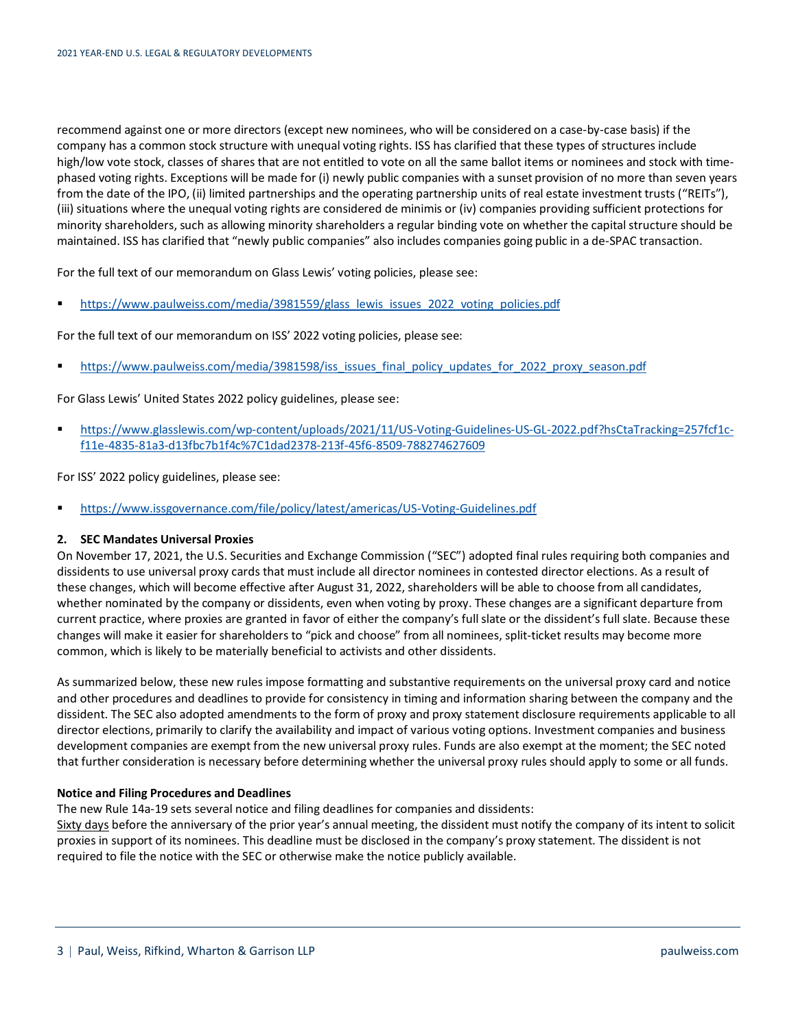recommend against one or more directors (except new nominees, who will be considered on a case-by-case basis) if the company has a common stock structure with unequal voting rights. ISS has clarified that these types of structures include high/low vote stock, classes of shares that are not entitled to vote on all the same ballot items or nominees and stock with time-phased voting rights. Exceptions will be made for (i) newly public companies with a sunset provision of no more than seven years from the date of the IPO, (ii) limited partnerships and the operating partnership units of real estate investment trusts ("REITs"), (iii) situations where the unequal voting rights are considered de minimis or (iv) companies providing sufficient protections for minority shareholders, such as allowing minority shareholders a regular binding vote on whether the capital structure should be maintained. ISS has clarified that "newly public companies" also includes companies going public in a de-SPAC transaction.

For the full text of our memorandum on Glass Lewis' voting policies, please see:

- https://www.paulweiss.com/media/3981559/glass_lewis_issues_2022_voting_policies.pdf

For the full text of our memorandum on ISS' 2022 voting policies, please see:

- https://www.paulweiss.com/media/3981598/iss_issues_final_policy_updates_for_2022_proxy_season.pdf

For Glass Lewis' United States 2022 policy guidelines, please see:

- https://www.glasslewis.com/wp-content/uploads/2021/11/US-Voting-Guidelines-US-GL-2022.pdf?hsCtaTracking=257fcf1c-f11e-4835-81a3-d13fbc7b1f4c%7C1dad2378-213f-45f6-8509-788274627609

For ISS' 2022 policy guidelines, please see:

- https://www.issgovernance.com/file/policy/latest/americas/US-Voting-Guidelines.pdf

### 2. SEC Mandates Universal Proxies

On November 17, 2021, the U.S. Securities and Exchange Commission ("SEC") adopted final rules requiring both companies and dissidents to use universal proxy cards that must include all director nominees in contested director elections. As a result of these changes, which will become effective after August 31, 2022, shareholders will be able to choose from all candidates, whether nominated by the company or dissidents, even when voting by proxy. These changes are a significant departure from current practice, where proxies are granted in favor of either the company's full slate or the dissident's full slate. Because these changes will make it easier for shareholders to "pick and choose" from all nominees, split-ticket results may become more common, which is likely to be materially beneficial to activists and other dissidents.

As summarized below, these new rules impose formatting and substantive requirements on the universal proxy card and notice and other procedures and deadlines to provide for consistency in timing and information sharing between the company and the dissident. The SEC also adopted amendments to the form of proxy and proxy statement disclosure requirements applicable to all director elections, primarily to clarify the availability and impact of various voting options. Investment companies and business development companies are exempt from the new universal proxy rules. Funds are also exempt at the moment; the SEC noted that further consideration is necessary before determining whether the universal proxy rules should apply to some or all funds.

**Notice and Filing Procedures and Deadlines**

The new Rule 14a-19 sets several notice and filing deadlines for companies and dissidents:

<u>Sixty days</u> before the anniversary of the prior year's annual meeting, the dissident must notify the company of its intent to solicit proxies in support of its nominees. This deadline must be disclosed in the company's proxy statement. The dissident is not required to file the notice with the SEC or otherwise make the notice publicly available.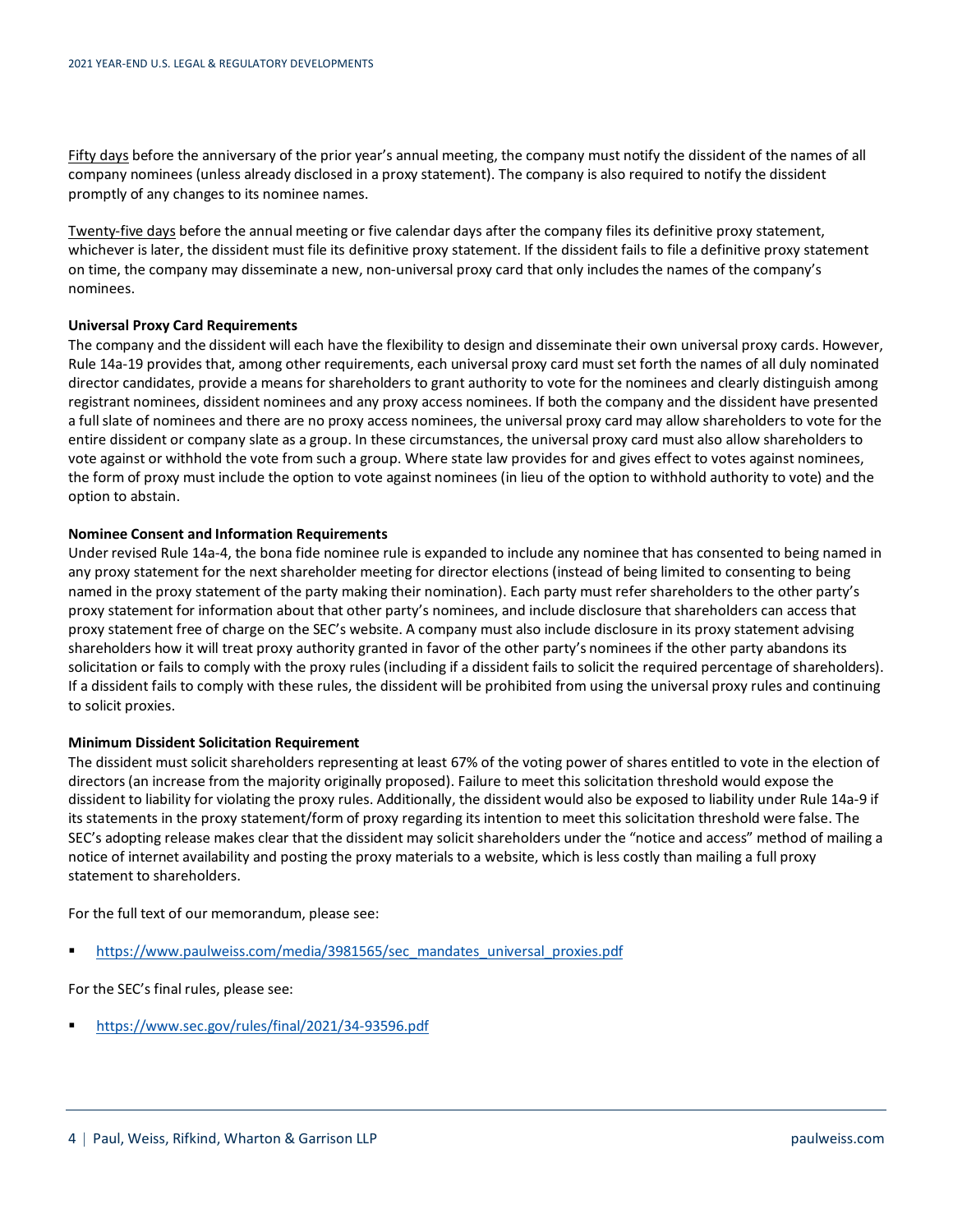Fifty days before the anniversary of the prior year's annual meeting, the company must notify the dissident of the names of all company nominees (unless already disclosed in a proxy statement). The company is also required to notify the dissident promptly of any changes to its nominee names.

Twenty-five days before the annual meeting or five calendar days after the company files its definitive proxy statement, whichever is later, the dissident must file its definitive proxy statement. If the dissident fails to file a definitive proxy statement on time, the company may disseminate a new, non-universal proxy card that only includes the names of the company's nominees.

**Universal Proxy Card Requirements**

The company and the dissident will each have the flexibility to design and disseminate their own universal proxy cards. However, Rule 14a-19 provides that, among other requirements, each universal proxy card must set forth the names of all duly nominated director candidates, provide a means for shareholders to grant authority to vote for the nominees and clearly distinguish among registrant nominees, dissident nominees and any proxy access nominees. If both the company and the dissident have presented a full slate of nominees and there are no proxy access nominees, the universal proxy card may allow shareholders to vote for the entire dissident or company slate as a group. In these circumstances, the universal proxy card must also allow shareholders to vote against or withhold the vote from such a group. Where state law provides for and gives effect to votes against nominees, the form of proxy must include the option to vote against nominees (in lieu of the option to withhold authority to vote) and the option to abstain.

**Nominee Consent and Information Requirements**

Under revised Rule 14a-4, the bona fide nominee rule is expanded to include any nominee that has consented to being named in any proxy statement for the next shareholder meeting for director elections (instead of being limited to consenting to being named in the proxy statement of the party making their nomination). Each party must refer shareholders to the other party's proxy statement for information about that other party's nominees, and include disclosure that shareholders can access that proxy statement free of charge on the SEC's website. A company must also include disclosure in its proxy statement advising shareholders how it will treat proxy authority granted in favor of the other party's nominees if the other party abandons its solicitation or fails to comply with the proxy rules (including if a dissident fails to solicit the required percentage of shareholders). If a dissident fails to comply with these rules, the dissident will be prohibited from using the universal proxy rules and continuing to solicit proxies.

**Minimum Dissident Solicitation Requirement**

The dissident must solicit shareholders representing at least 67% of the voting power of shares entitled to vote in the election of directors (an increase from the majority originally proposed). Failure to meet this solicitation threshold would expose the dissident to liability for violating the proxy rules. Additionally, the dissident would also be exposed to liability under Rule 14a-9 if its statements in the proxy statement/form of proxy regarding its intention to meet this solicitation threshold were false. The SEC's adopting release makes clear that the dissident may solicit shareholders under the "notice and access" method of mailing a notice of internet availability and posting the proxy materials to a website, which is less costly than mailing a full proxy statement to shareholders.

For the full text of our memorandum, please see:

- https://www.paulweiss.com/media/3981565/sec_mandates_universal_proxies.pdf

For the SEC's final rules, please see:

- https://www.sec.gov/rules/final/2021/34-93596.pdf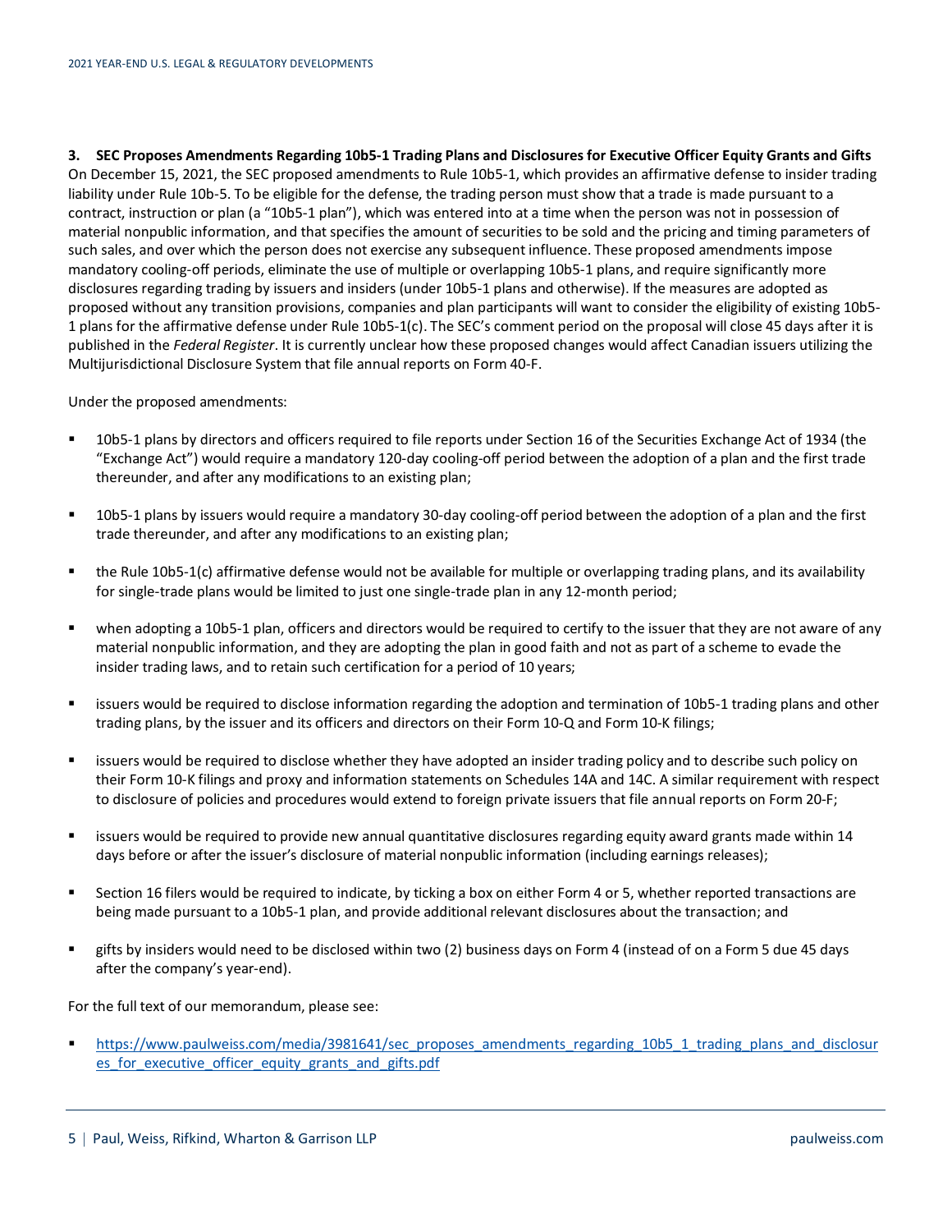### 3. SEC Proposes Amendments Regarding 10b5-1 Trading Plans and Disclosures for Executive Officer Equity Grants and Gifts

On December 15, 2021, the SEC proposed amendments to Rule 10b5-1, which provides an affirmative defense to insider trading liability under Rule 10b-5. To be eligible for the defense, the trading person must show that a trade is made pursuant to a contract, instruction or plan (a "10b5-1 plan"), which was entered into at a time when the person was not in possession of material nonpublic information, and that specifies the amount of securities to be sold and the pricing and timing parameters of such sales, and over which the person does not exercise any subsequent influence. These proposed amendments impose mandatory cooling-off periods, eliminate the use of multiple or overlapping 10b5-1 plans, and require significantly more disclosures regarding trading by issuers and insiders (under 10b5-1 plans and otherwise). If the measures are adopted as proposed without any transition provisions, companies and plan participants will want to consider the eligibility of existing 10b5-1 plans for the affirmative defense under Rule 10b5-1(c). The SEC's comment period on the proposal will close 45 days after it is published in the *Federal Register*. It is currently unclear how these proposed changes would affect Canadian issuers utilizing the Multijurisdictional Disclosure System that file annual reports on Form 40-F.

Under the proposed amendments:

- 10b5-1 plans by directors and officers required to file reports under Section 16 of the Securities Exchange Act of 1934 (the "Exchange Act") would require a mandatory 120-day cooling-off period between the adoption of a plan and the first trade thereunder, and after any modifications to an existing plan;
- 10b5-1 plans by issuers would require a mandatory 30-day cooling-off period between the adoption of a plan and the first trade thereunder, and after any modifications to an existing plan;
- the Rule 10b5-1(c) affirmative defense would not be available for multiple or overlapping trading plans, and its availability for single-trade plans would be limited to just one single-trade plan in any 12-month period;
- when adopting a 10b5-1 plan, officers and directors would be required to certify to the issuer that they are not aware of any material nonpublic information, and they are adopting the plan in good faith and not as part of a scheme to evade the insider trading laws, and to retain such certification for a period of 10 years;
- issuers would be required to disclose information regarding the adoption and termination of 10b5-1 trading plans and other trading plans, by the issuer and its officers and directors on their Form 10-Q and Form 10-K filings;
- issuers would be required to disclose whether they have adopted an insider trading policy and to describe such policy on their Form 10-K filings and proxy and information statements on Schedules 14A and 14C. A similar requirement with respect to disclosure of policies and procedures would extend to foreign private issuers that file annual reports on Form 20-F;
- issuers would be required to provide new annual quantitative disclosures regarding equity award grants made within 14 days before or after the issuer's disclosure of material nonpublic information (including earnings releases);
- Section 16 filers would be required to indicate, by ticking a box on either Form 4 or 5, whether reported transactions are being made pursuant to a 10b5-1 plan, and provide additional relevant disclosures about the transaction; and
- gifts by insiders would need to be disclosed within two (2) business days on Form 4 (instead of on a Form 5 due 45 days after the company's year-end).

For the full text of our memorandum, please see:

- https://www.paulweiss.com/media/3981641/sec_proposes_amendments_regarding_10b5_1_trading_plans_and_disclosures_for_executive_officer_equity_grants_and_gifts.pdf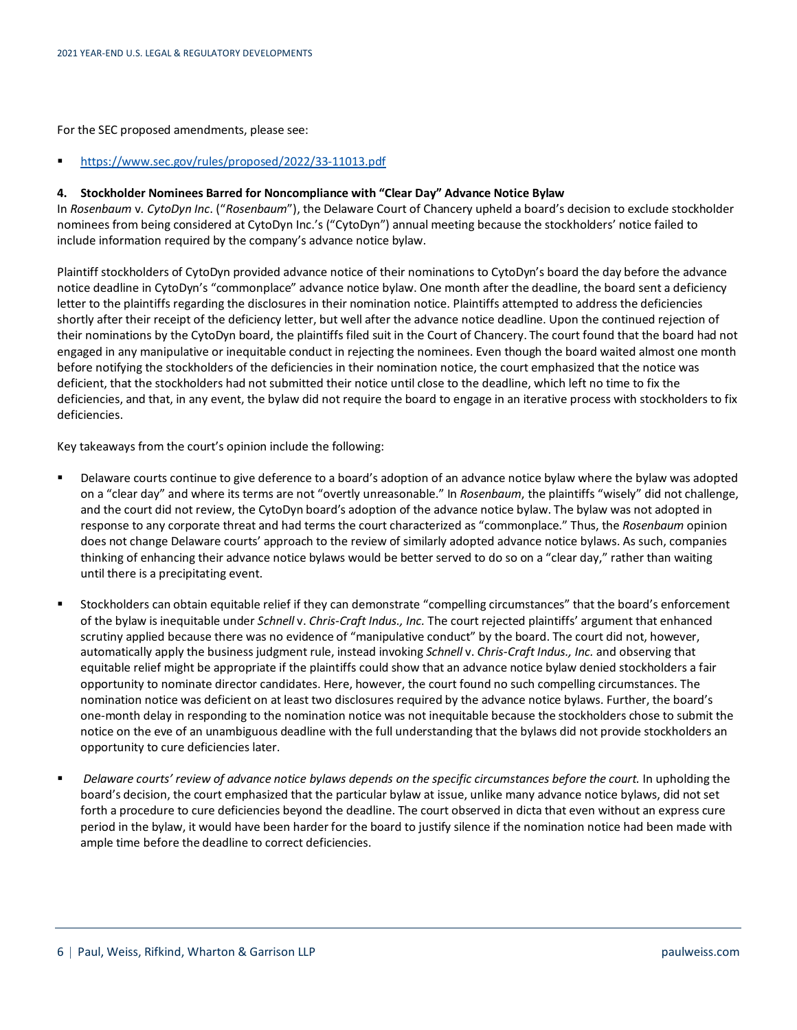For the SEC proposed amendments, please see:

- https://www.sec.gov/rules/proposed/2022/33-11013.pdf

**4. Stockholder Nominees Barred for Noncompliance with "Clear Day" Advance Notice Bylaw**

In *Rosenbaum* v. *CytoDyn Inc*. ("*Rosenbaum*"), the Delaware Court of Chancery upheld a board's decision to exclude stockholder nominees from being considered at CytoDyn Inc.'s ("CytoDyn") annual meeting because the stockholders' notice failed to include information required by the company's advance notice bylaw.

Plaintiff stockholders of CytoDyn provided advance notice of their nominations to CytoDyn's board the day before the advance notice deadline in CytoDyn's "commonplace" advance notice bylaw. One month after the deadline, the board sent a deficiency letter to the plaintiffs regarding the disclosures in their nomination notice. Plaintiffs attempted to address the deficiencies shortly after their receipt of the deficiency letter, but well after the advance notice deadline. Upon the continued rejection of their nominations by the CytoDyn board, the plaintiffs filed suit in the Court of Chancery. The court found that the board had not engaged in any manipulative or inequitable conduct in rejecting the nominees. Even though the board waited almost one month before notifying the stockholders of the deficiencies in their nomination notice, the court emphasized that the notice was deficient, that the stockholders had not submitted their notice until close to the deadline, which left no time to fix the deficiencies, and that, in any event, the bylaw did not require the board to engage in an iterative process with stockholders to fix deficiencies.

Key takeaways from the court's opinion include the following:

- Delaware courts continue to give deference to a board's adoption of an advance notice bylaw where the bylaw was adopted on a "clear day" and where its terms are not "overtly unreasonable." In *Rosenbaum*, the plaintiffs "wisely" did not challenge, and the court did not review, the CytoDyn board's adoption of the advance notice bylaw. The bylaw was not adopted in response to any corporate threat and had terms the court characterized as "commonplace." Thus, the *Rosenbaum* opinion does not change Delaware courts' approach to the review of similarly adopted advance notice bylaws. As such, companies thinking of enhancing their advance notice bylaws would be better served to do so on a "clear day," rather than waiting until there is a precipitating event.

- Stockholders can obtain equitable relief if they can demonstrate "compelling circumstances" that the board's enforcement of the bylaw is inequitable under *Schnell* v. *Chris-Craft Indus., Inc.* The court rejected plaintiffs' argument that enhanced scrutiny applied because there was no evidence of "manipulative conduct" by the board. The court did not, however, automatically apply the business judgment rule, instead invoking *Schnell* v. *Chris-Craft Indus., Inc.* and observing that equitable relief might be appropriate if the plaintiffs could show that an advance notice bylaw denied stockholders a fair opportunity to nominate director candidates. Here, however, the court found no such compelling circumstances. The nomination notice was deficient on at least two disclosures required by the advance notice bylaws. Further, the board's one-month delay in responding to the nomination notice was not inequitable because the stockholders chose to submit the notice on the eve of an unambiguous deadline with the full understanding that the bylaws did not provide stockholders an opportunity to cure deficiencies later.

- *Delaware courts' review of advance notice bylaws depends on the specific circumstances before the court.* In upholding the board's decision, the court emphasized that the particular bylaw at issue, unlike many advance notice bylaws, did not set forth a procedure to cure deficiencies beyond the deadline. The court observed in dicta that even without an express cure period in the bylaw, it would have been harder for the board to justify silence if the nomination notice had been made with ample time before the deadline to correct deficiencies.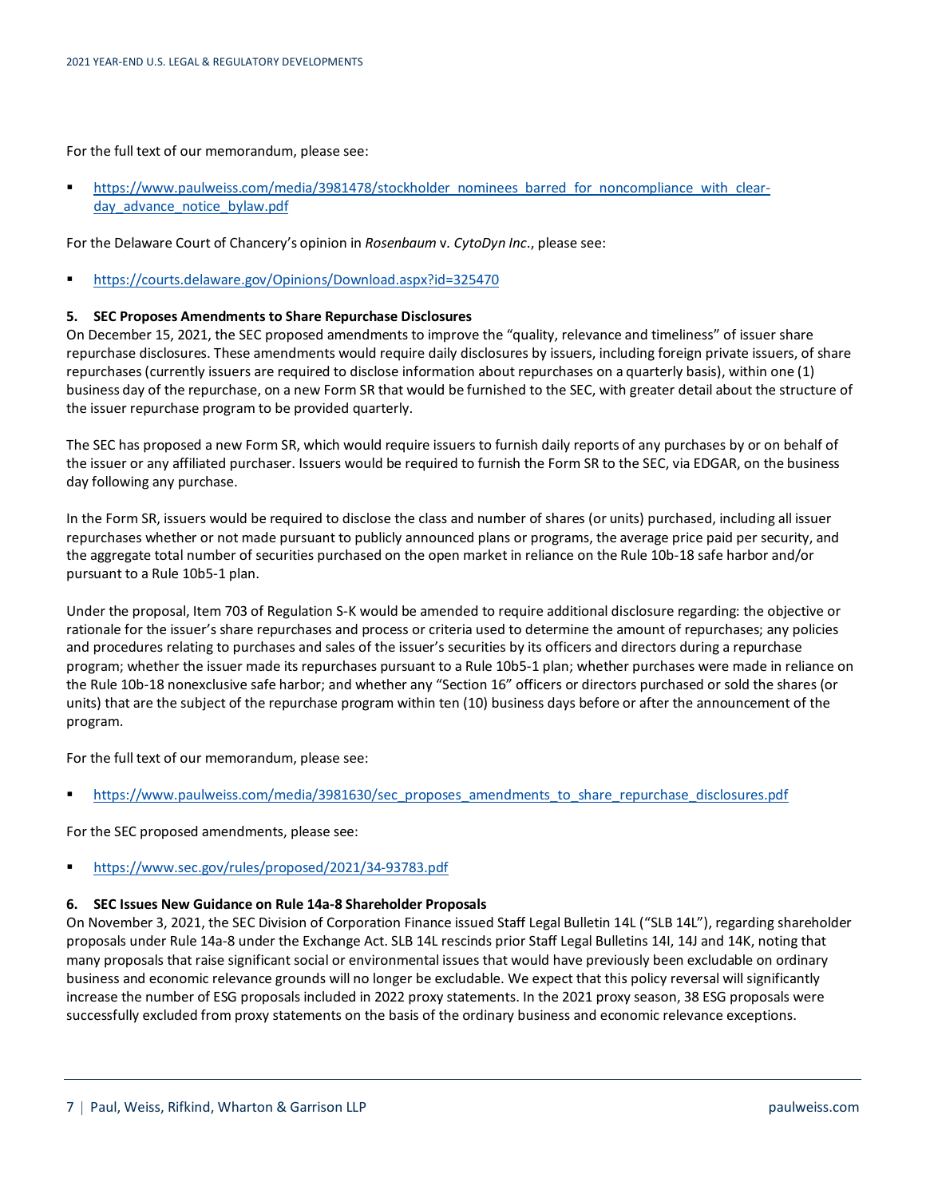For the full text of our memorandum, please see:

- https://www.paulweiss.com/media/3981478/stockholder_nominees_barred_for_noncompliance_with_clear-day_advance_notice_bylaw.pdf

For the Delaware Court of Chancery's opinion in *Rosenbaum* v. *CytoDyn Inc.*, please see:

- https://courts.delaware.gov/Opinions/Download.aspx?id=325470

**5. SEC Proposes Amendments to Share Repurchase Disclosures**

On December 15, 2021, the SEC proposed amendments to improve the "quality, relevance and timeliness" of issuer share repurchase disclosures. These amendments would require daily disclosures by issuers, including foreign private issuers, of share repurchases (currently issuers are required to disclose information about repurchases on a quarterly basis), within one (1) business day of the repurchase, on a new Form SR that would be furnished to the SEC, with greater detail about the structure of the issuer repurchase program to be provided quarterly.

The SEC has proposed a new Form SR, which would require issuers to furnish daily reports of any purchases by or on behalf of the issuer or any affiliated purchaser. Issuers would be required to furnish the Form SR to the SEC, via EDGAR, on the business day following any purchase.

In the Form SR, issuers would be required to disclose the class and number of shares (or units) purchased, including all issuer repurchases whether or not made pursuant to publicly announced plans or programs, the average price paid per security, and the aggregate total number of securities purchased on the open market in reliance on the Rule 10b-18 safe harbor and/or pursuant to a Rule 10b5-1 plan.

Under the proposal, Item 703 of Regulation S-K would be amended to require additional disclosure regarding: the objective or rationale for the issuer's share repurchases and process or criteria used to determine the amount of repurchases; any policies and procedures relating to purchases and sales of the issuer's securities by its officers and directors during a repurchase program; whether the issuer made its repurchases pursuant to a Rule 10b5-1 plan; whether purchases were made in reliance on the Rule 10b-18 nonexclusive safe harbor; and whether any "Section 16" officers or directors purchased or sold the shares (or units) that are the subject of the repurchase program within ten (10) business days before or after the announcement of the program.

For the full text of our memorandum, please see:

- https://www.paulweiss.com/media/3981630/sec_proposes_amendments_to_share_repurchase_disclosures.pdf

For the SEC proposed amendments, please see:

- https://www.sec.gov/rules/proposed/2021/34-93783.pdf

**6. SEC Issues New Guidance on Rule 14a-8 Shareholder Proposals**

On November 3, 2021, the SEC Division of Corporation Finance issued Staff Legal Bulletin 14L ("SLB 14L"), regarding shareholder proposals under Rule 14a-8 under the Exchange Act. SLB 14L rescinds prior Staff Legal Bulletins 14I, 14J and 14K, noting that many proposals that raise significant social or environmental issues that would have previously been excludable on ordinary business and economic relevance grounds will no longer be excludable. We expect that this policy reversal will significantly increase the number of ESG proposals included in 2022 proxy statements. In the 2021 proxy season, 38 ESG proposals were successfully excluded from proxy statements on the basis of the ordinary business and economic relevance exceptions.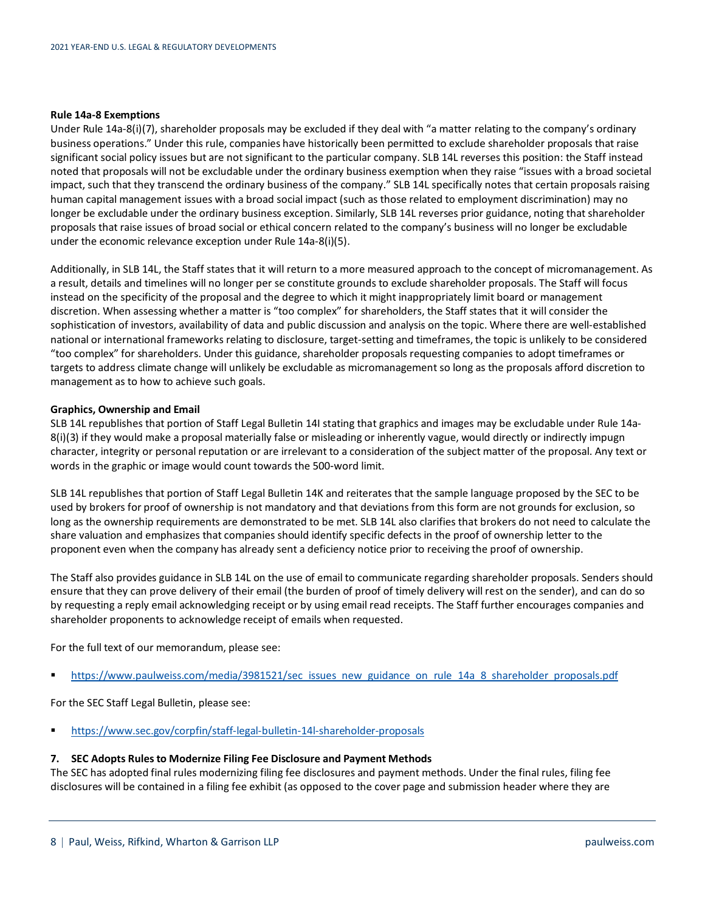**Rule 14a-8 Exemptions**

Under Rule 14a-8(i)(7), shareholder proposals may be excluded if they deal with "a matter relating to the company's ordinary business operations." Under this rule, companies have historically been permitted to exclude shareholder proposals that raise significant social policy issues but are not significant to the particular company. SLB 14L reverses this position: the Staff instead noted that proposals will not be excludable under the ordinary business exemption when they raise "issues with a broad societal impact, such that they transcend the ordinary business of the company." SLB 14L specifically notes that certain proposals raising human capital management issues with a broad social impact (such as those related to employment discrimination) may no longer be excludable under the ordinary business exception. Similarly, SLB 14L reverses prior guidance, noting that shareholder proposals that raise issues of broad social or ethical concern related to the company's business will no longer be excludable under the economic relevance exception under Rule 14a-8(i)(5).

Additionally, in SLB 14L, the Staff states that it will return to a more measured approach to the concept of micromanagement. As a result, details and timelines will no longer per se constitute grounds to exclude shareholder proposals. The Staff will focus instead on the specificity of the proposal and the degree to which it might inappropriately limit board or management discretion. When assessing whether a matter is "too complex" for shareholders, the Staff states that it will consider the sophistication of investors, availability of data and public discussion and analysis on the topic. Where there are well-established national or international frameworks relating to disclosure, target-setting and timeframes, the topic is unlikely to be considered "too complex" for shareholders. Under this guidance, shareholder proposals requesting companies to adopt timeframes or targets to address climate change will unlikely be excludable as micromanagement so long as the proposals afford discretion to management as to how to achieve such goals.

**Graphics, Ownership and Email**

SLB 14L republishes that portion of Staff Legal Bulletin 14I stating that graphics and images may be excludable under Rule 14a-8(i)(3) if they would make a proposal materially false or misleading or inherently vague, would directly or indirectly impugn character, integrity or personal reputation or are irrelevant to a consideration of the subject matter of the proposal. Any text or words in the graphic or image would count towards the 500-word limit.

SLB 14L republishes that portion of Staff Legal Bulletin 14K and reiterates that the sample language proposed by the SEC to be used by brokers for proof of ownership is not mandatory and that deviations from this form are not grounds for exclusion, so long as the ownership requirements are demonstrated to be met. SLB 14L also clarifies that brokers do not need to calculate the share valuation and emphasizes that companies should identify specific defects in the proof of ownership letter to the proponent even when the company has already sent a deficiency notice prior to receiving the proof of ownership.

The Staff also provides guidance in SLB 14L on the use of email to communicate regarding shareholder proposals. Senders should ensure that they can prove delivery of their email (the burden of proof of timely delivery will rest on the sender), and can do so by requesting a reply email acknowledging receipt or by using email read receipts. The Staff further encourages companies and shareholder proponents to acknowledge receipt of emails when requested.

For the full text of our memorandum, please see:

- https://www.paulweiss.com/media/3981521/sec_issues_new_guidance_on_rule_14a_8_shareholder_proposals.pdf

For the SEC Staff Legal Bulletin, please see:

- https://www.sec.gov/corpfin/staff-legal-bulletin-14l-shareholder-proposals

**7. SEC Adopts Rules to Modernize Filing Fee Disclosure and Payment Methods**

The SEC has adopted final rules modernizing filing fee disclosures and payment methods. Under the final rules, filing fee disclosures will be contained in a filing fee exhibit (as opposed to the cover page and submission header where they are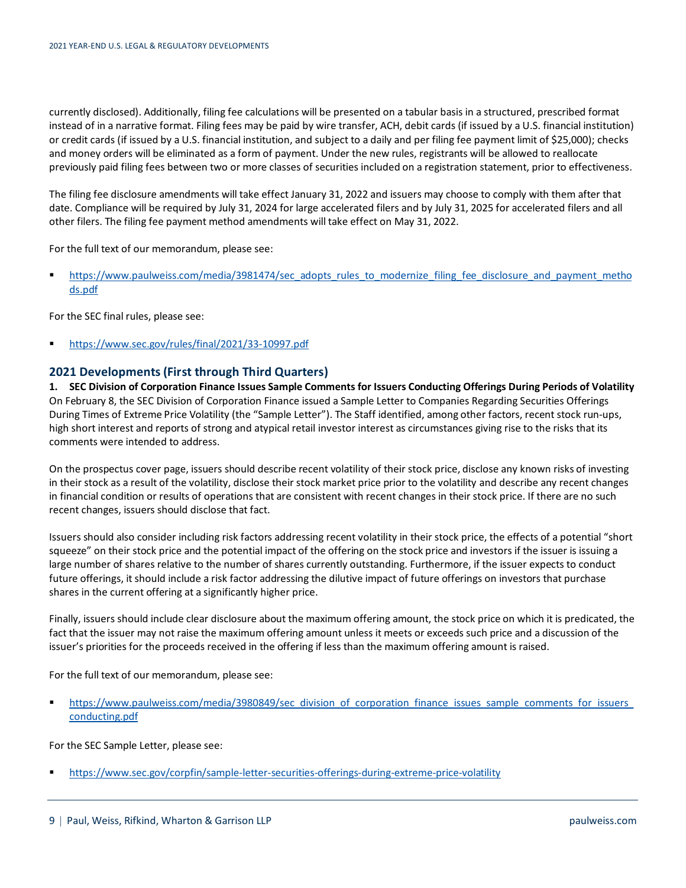currently disclosed). Additionally, filing fee calculations will be presented on a tabular basis in a structured, prescribed format instead of in a narrative format. Filing fees may be paid by wire transfer, ACH, debit cards (if issued by a U.S. financial institution) or credit cards (if issued by a U.S. financial institution, and subject to a daily and per filing fee payment limit of $25,000); checks and money orders will be eliminated as a form of payment. Under the new rules, registrants will be allowed to reallocate previously paid filing fees between two or more classes of securities included on a registration statement, prior to effectiveness.

The filing fee disclosure amendments will take effect January 31, 2022 and issuers may choose to comply with them after that date. Compliance will be required by July 31, 2024 for large accelerated filers and by July 31, 2025 for accelerated filers and all other filers. The filing fee payment method amendments will take effect on May 31, 2022.

For the full text of our memorandum, please see:

- https://www.paulweiss.com/media/3981474/sec_adopts_rules_to_modernize_filing_fee_disclosure_and_payment_methods.pdf

For the SEC final rules, please see:

- https://www.sec.gov/rules/final/2021/33-10997.pdf

## 2021 Developments (First through Third Quarters)

**1. SEC Division of Corporation Finance Issues Sample Comments for Issuers Conducting Offerings During Periods of Volatility**

On February 8, the SEC Division of Corporation Finance issued a Sample Letter to Companies Regarding Securities Offerings During Times of Extreme Price Volatility (the "Sample Letter"). The Staff identified, among other factors, recent stock run-ups, high short interest and reports of strong and atypical retail investor interest as circumstances giving rise to the risks that its comments were intended to address.

On the prospectus cover page, issuers should describe recent volatility of their stock price, disclose any known risks of investing in their stock as a result of the volatility, disclose their stock market price prior to the volatility and describe any recent changes in financial condition or results of operations that are consistent with recent changes in their stock price. If there are no such recent changes, issuers should disclose that fact.

Issuers should also consider including risk factors addressing recent volatility in their stock price, the effects of a potential "short squeeze" on their stock price and the potential impact of the offering on the stock price and investors if the issuer is issuing a large number of shares relative to the number of shares currently outstanding. Furthermore, if the issuer expects to conduct future offerings, it should include a risk factor addressing the dilutive impact of future offerings on investors that purchase shares in the current offering at a significantly higher price.

Finally, issuers should include clear disclosure about the maximum offering amount, the stock price on which it is predicated, the fact that the issuer may not raise the maximum offering amount unless it meets or exceeds such price and a discussion of the issuer's priorities for the proceeds received in the offering if less than the maximum offering amount is raised.

For the full text of our memorandum, please see:

- https://www.paulweiss.com/media/3980849/sec_division_of_corporation_finance_issues_sample_comments_for_issuers_conducting.pdf

For the SEC Sample Letter, please see:

- https://www.sec.gov/corpfin/sample-letter-securities-offerings-during-extreme-price-volatility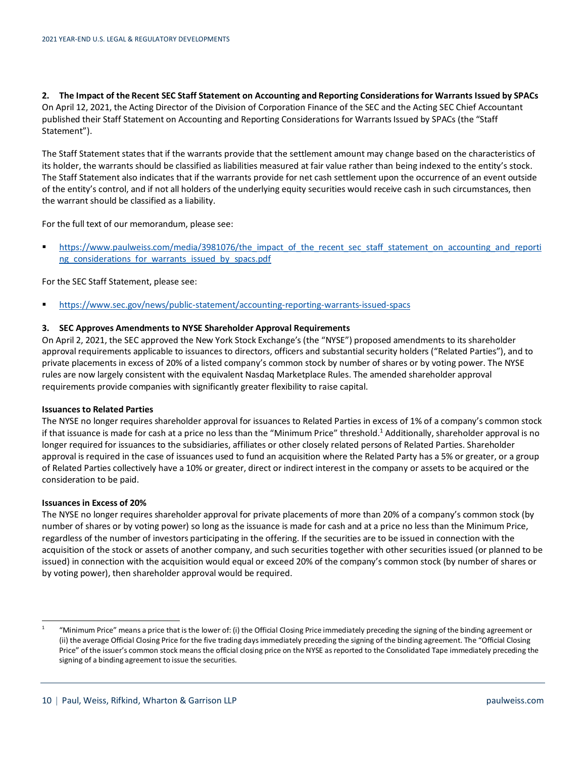**2. The Impact of the Recent SEC Staff Statement on Accounting and Reporting Considerations for Warrants Issued by SPACs**

On April 12, 2021, the Acting Director of the Division of Corporation Finance of the SEC and the Acting SEC Chief Accountant published their Staff Statement on Accounting and Reporting Considerations for Warrants Issued by SPACs (the "Staff Statement").

The Staff Statement states that if the warrants provide that the settlement amount may change based on the characteristics of its holder, the warrants should be classified as liabilities measured at fair value rather than being indexed to the entity's stock. The Staff Statement also indicates that if the warrants provide for net cash settlement upon the occurrence of an event outside of the entity's control, and if not all holders of the underlying equity securities would receive cash in such circumstances, then the warrant should be classified as a liability.

For the full text of our memorandum, please see:

- https://www.paulweiss.com/media/3981076/the_impact_of_the_recent_sec_staff_statement_on_accounting_and_reporting_considerations_for_warrants_issued_by_spacs.pdf

For the SEC Staff Statement, please see:

- https://www.sec.gov/news/public-statement/accounting-reporting-warrants-issued-spacs

**3. SEC Approves Amendments to NYSE Shareholder Approval Requirements**

On April 2, 2021, the SEC approved the New York Stock Exchange's (the "NYSE") proposed amendments to its shareholder approval requirements applicable to issuances to directors, officers and substantial security holders ("Related Parties"), and to private placements in excess of 20% of a listed company's common stock by number of shares or by voting power. The NYSE rules are now largely consistent with the equivalent Nasdaq Marketplace Rules. The amended shareholder approval requirements provide companies with significantly greater flexibility to raise capital.

**Issuances to Related Parties**

The NYSE no longer requires shareholder approval for issuances to Related Parties in excess of 1% of a company's common stock if that issuance is made for cash at a price no less than the "Minimum Price" threshold.[1] Additionally, shareholder approval is no longer required for issuances to the subsidiaries, affiliates or other closely related persons of Related Parties. Shareholder approval is required in the case of issuances used to fund an acquisition where the Related Party has a 5% or greater, or a group of Related Parties collectively have a 10% or greater, direct or indirect interest in the company or assets to be acquired or the consideration to be paid.

**Issuances in Excess of 20%**

The NYSE no longer requires shareholder approval for private placements of more than 20% of a company's common stock (by number of shares or by voting power) so long as the issuance is made for cash and at a price no less than the Minimum Price, regardless of the number of investors participating in the offering. If the securities are to be issued in connection with the acquisition of the stock or assets of another company, and such securities together with other securities issued (or planned to be issued) in connection with the acquisition would equal or exceed 20% of the company's common stock (by number of shares or by voting power), then shareholder approval would be required.

---

[1] "Minimum Price" means a price that is the lower of: (i) the Official Closing Price immediately preceding the signing of the binding agreement or (ii) the average Official Closing Price for the five trading days immediately preceding the signing of the binding agreement. The "Official Closing Price" of the issuer's common stock means the official closing price on the NYSE as reported to the Consolidated Tape immediately preceding the signing of a binding agreement to issue the securities.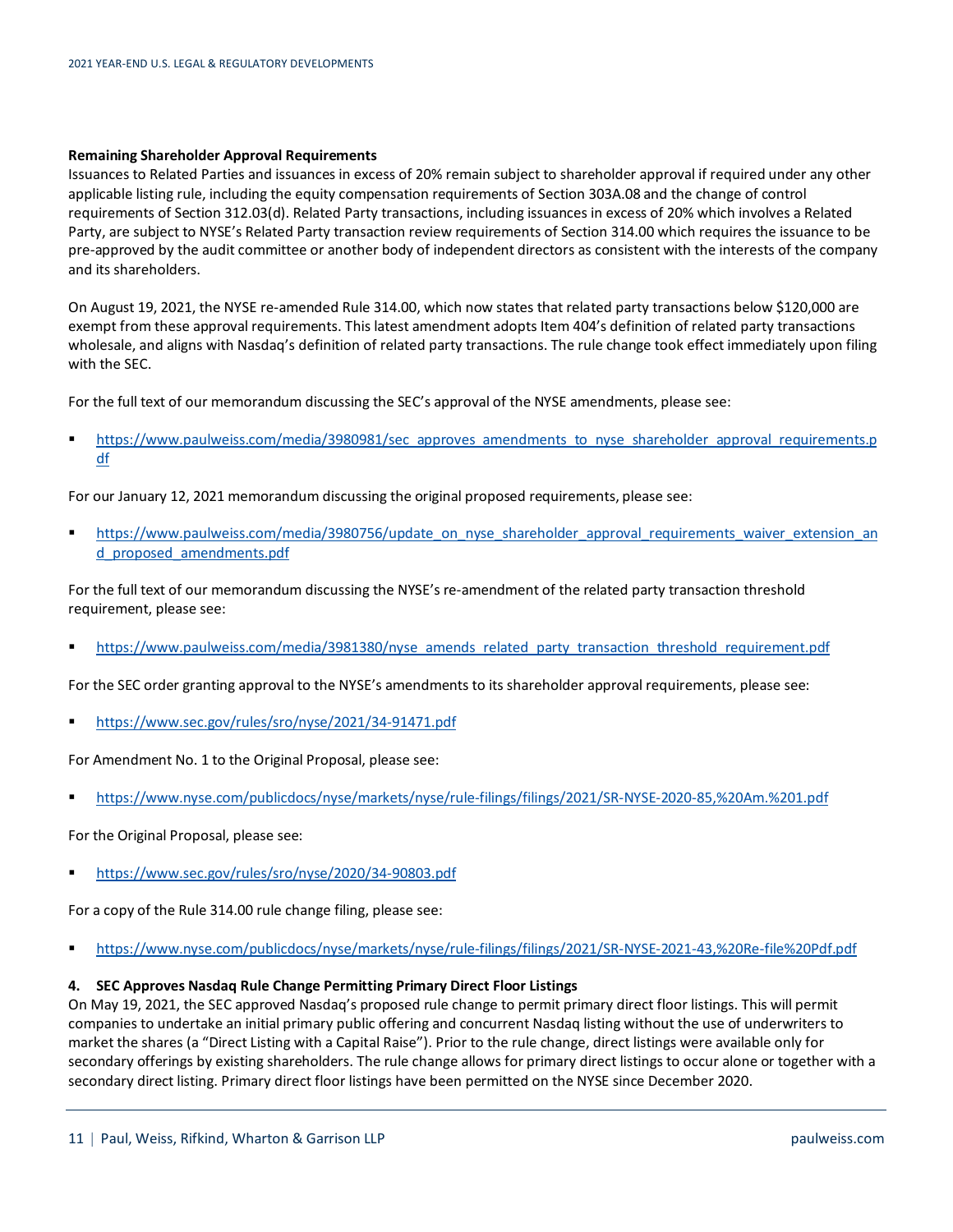**Remaining Shareholder Approval Requirements**

Issuances to Related Parties and issuances in excess of 20% remain subject to shareholder approval if required under any other applicable listing rule, including the equity compensation requirements of Section 303A.08 and the change of control requirements of Section 312.03(d). Related Party transactions, including issuances in excess of 20% which involves a Related Party, are subject to NYSE's Related Party transaction review requirements of Section 314.00 which requires the issuance to be pre-approved by the audit committee or another body of independent directors as consistent with the interests of the company and its shareholders.

On August 19, 2021, the NYSE re-amended Rule 314.00, which now states that related party transactions below $120,000 are exempt from these approval requirements. This latest amendment adopts Item 404's definition of related party transactions wholesale, and aligns with Nasdaq's definition of related party transactions. The rule change took effect immediately upon filing with the SEC.

For the full text of our memorandum discussing the SEC's approval of the NYSE amendments, please see:

- https://www.paulweiss.com/media/3980981/sec_approves_amendments_to_nyse_shareholder_approval_requirements.pdf

For our January 12, 2021 memorandum discussing the original proposed requirements, please see:

- https://www.paulweiss.com/media/3980756/update_on_nyse_shareholder_approval_requirements_waiver_extension_and_proposed_amendments.pdf

For the full text of our memorandum discussing the NYSE's re-amendment of the related party transaction threshold requirement, please see:

- https://www.paulweiss.com/media/3981380/nyse_amends_related_party_transaction_threshold_requirement.pdf

For the SEC order granting approval to the NYSE's amendments to its shareholder approval requirements, please see:

- https://www.sec.gov/rules/sro/nyse/2021/34-91471.pdf

For Amendment No. 1 to the Original Proposal, please see:

- https://www.nyse.com/publicdocs/nyse/markets/nyse/rule-filings/filings/2021/SR-NYSE-2020-85,%20Am.%201.pdf

For the Original Proposal, please see:

- https://www.sec.gov/rules/sro/nyse/2020/34-90803.pdf

For a copy of the Rule 314.00 rule change filing, please see:

- https://www.nyse.com/publicdocs/nyse/markets/nyse/rule-filings/filings/2021/SR-NYSE-2021-43,%20Re-file%20Pdf.pdf

**4. SEC Approves Nasdaq Rule Change Permitting Primary Direct Floor Listings**

On May 19, 2021, the SEC approved Nasdaq's proposed rule change to permit primary direct floor listings. This will permit companies to undertake an initial primary public offering and concurrent Nasdaq listing without the use of underwriters to market the shares (a "Direct Listing with a Capital Raise"). Prior to the rule change, direct listings were available only for secondary offerings by existing shareholders. The rule change allows for primary direct listings to occur alone or together with a secondary direct listing. Primary direct floor listings have been permitted on the NYSE since December 2020.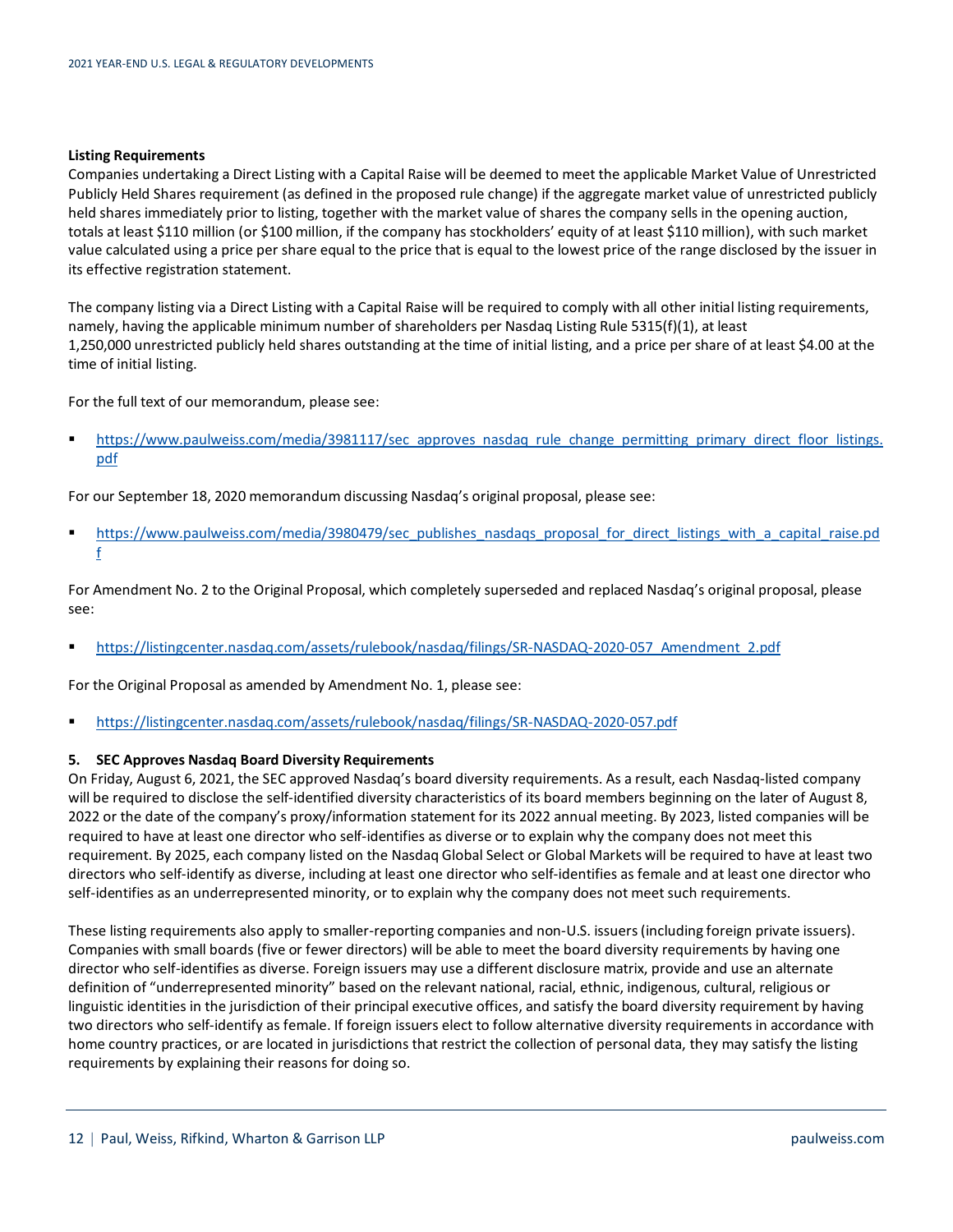**Listing Requirements**

Companies undertaking a Direct Listing with a Capital Raise will be deemed to meet the applicable Market Value of Unrestricted Publicly Held Shares requirement (as defined in the proposed rule change) if the aggregate market value of unrestricted publicly held shares immediately prior to listing, together with the market value of shares the company sells in the opening auction, totals at least $110 million (or $100 million, if the company has stockholders' equity of at least $110 million), with such market value calculated using a price per share equal to the price that is equal to the lowest price of the range disclosed by the issuer in its effective registration statement.

The company listing via a Direct Listing with a Capital Raise will be required to comply with all other initial listing requirements, namely, having the applicable minimum number of shareholders per Nasdaq Listing Rule 5315(f)(1), at least 1,250,000 unrestricted publicly held shares outstanding at the time of initial listing, and a price per share of at least $4.00 at the time of initial listing.

For the full text of our memorandum, please see:

- https://www.paulweiss.com/media/3981117/sec_approves_nasdaq_rule_change_permitting_primary_direct_floor_listings.pdf

For our September 18, 2020 memorandum discussing Nasdaq's original proposal, please see:

- https://www.paulweiss.com/media/3980479/sec_publishes_nasdaqs_proposal_for_direct_listings_with_a_capital_raise.pdf

For Amendment No. 2 to the Original Proposal, which completely superseded and replaced Nasdaq's original proposal, please see:

- https://listingcenter.nasdaq.com/assets/rulebook/nasdaq/filings/SR-NASDAQ-2020-057_Amendment_2.pdf

For the Original Proposal as amended by Amendment No. 1, please see:

- https://listingcenter.nasdaq.com/assets/rulebook/nasdaq/filings/SR-NASDAQ-2020-057.pdf

**5. SEC Approves Nasdaq Board Diversity Requirements**

On Friday, August 6, 2021, the SEC approved Nasdaq's board diversity requirements. As a result, each Nasdaq-listed company will be required to disclose the self-identified diversity characteristics of its board members beginning on the later of August 8, 2022 or the date of the company's proxy/information statement for its 2022 annual meeting. By 2023, listed companies will be required to have at least one director who self-identifies as diverse or to explain why the company does not meet this requirement. By 2025, each company listed on the Nasdaq Global Select or Global Markets will be required to have at least two directors who self-identify as diverse, including at least one director who self-identifies as female and at least one director who self-identifies as an underrepresented minority, or to explain why the company does not meet such requirements.

These listing requirements also apply to smaller-reporting companies and non-U.S. issuers (including foreign private issuers). Companies with small boards (five or fewer directors) will be able to meet the board diversity requirements by having one director who self-identifies as diverse. Foreign issuers may use a different disclosure matrix, provide and use an alternate definition of "underrepresented minority" based on the relevant national, racial, ethnic, indigenous, cultural, religious or linguistic identities in the jurisdiction of their principal executive offices, and satisfy the board diversity requirement by having two directors who self-identify as female. If foreign issuers elect to follow alternative diversity requirements in accordance with home country practices, or are located in jurisdictions that restrict the collection of personal data, they may satisfy the listing requirements by explaining their reasons for doing so.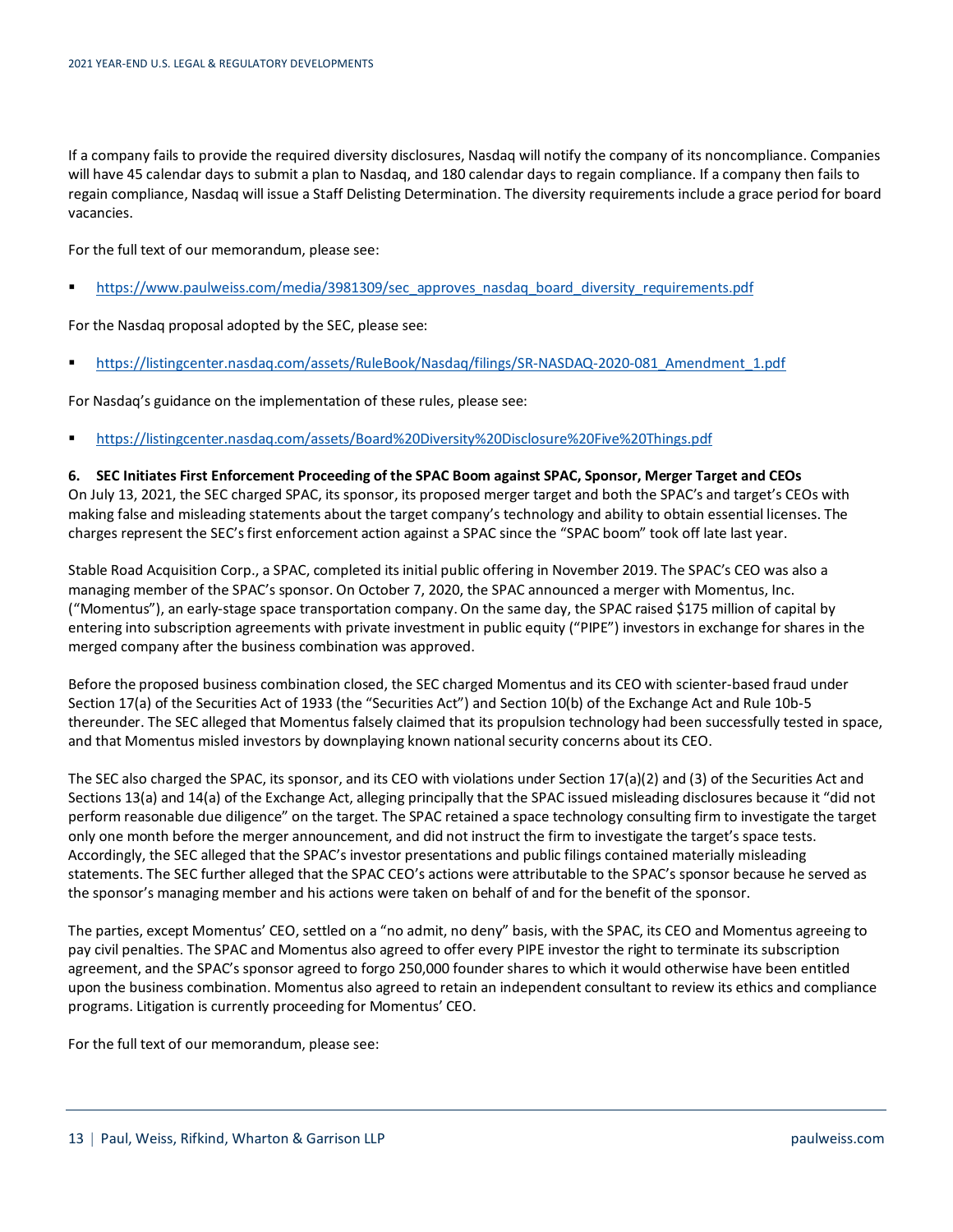If a company fails to provide the required diversity disclosures, Nasdaq will notify the company of its noncompliance. Companies will have 45 calendar days to submit a plan to Nasdaq, and 180 calendar days to regain compliance. If a company then fails to regain compliance, Nasdaq will issue a Staff Delisting Determination. The diversity requirements include a grace period for board vacancies.

For the full text of our memorandum, please see:

- https://www.paulweiss.com/media/3981309/sec_approves_nasdaq_board_diversity_requirements.pdf

For the Nasdaq proposal adopted by the SEC, please see:

- https://listingcenter.nasdaq.com/assets/RuleBook/Nasdaq/filings/SR-NASDAQ-2020-081_Amendment_1.pdf

For Nasdaq's guidance on the implementation of these rules, please see:

- https://listingcenter.nasdaq.com/assets/Board%20Diversity%20Disclosure%20Five%20Things.pdf

**6. SEC Initiates First Enforcement Proceeding of the SPAC Boom against SPAC, Sponsor, Merger Target and CEOs**

On July 13, 2021, the SEC charged SPAC, its sponsor, its proposed merger target and both the SPAC's and target's CEOs with making false and misleading statements about the target company's technology and ability to obtain essential licenses. The charges represent the SEC's first enforcement action against a SPAC since the "SPAC boom" took off late last year.

Stable Road Acquisition Corp., a SPAC, completed its initial public offering in November 2019. The SPAC's CEO was also a managing member of the SPAC's sponsor. On October 7, 2020, the SPAC announced a merger with Momentus, Inc. ("Momentus"), an early-stage space transportation company. On the same day, the SPAC raised $175 million of capital by entering into subscription agreements with private investment in public equity ("PIPE") investors in exchange for shares in the merged company after the business combination was approved.

Before the proposed business combination closed, the SEC charged Momentus and its CEO with scienter-based fraud under Section 17(a) of the Securities Act of 1933 (the "Securities Act") and Section 10(b) of the Exchange Act and Rule 10b-5 thereunder. The SEC alleged that Momentus falsely claimed that its propulsion technology had been successfully tested in space, and that Momentus misled investors by downplaying known national security concerns about its CEO.

The SEC also charged the SPAC, its sponsor, and its CEO with violations under Section 17(a)(2) and (3) of the Securities Act and Sections 13(a) and 14(a) of the Exchange Act, alleging principally that the SPAC issued misleading disclosures because it "did not perform reasonable due diligence" on the target. The SPAC retained a space technology consulting firm to investigate the target only one month before the merger announcement, and did not instruct the firm to investigate the target's space tests. Accordingly, the SEC alleged that the SPAC's investor presentations and public filings contained materially misleading statements. The SEC further alleged that the SPAC CEO's actions were attributable to the SPAC's sponsor because he served as the sponsor's managing member and his actions were taken on behalf of and for the benefit of the sponsor.

The parties, except Momentus' CEO, settled on a "no admit, no deny" basis, with the SPAC, its CEO and Momentus agreeing to pay civil penalties. The SPAC and Momentus also agreed to offer every PIPE investor the right to terminate its subscription agreement, and the SPAC's sponsor agreed to forgo 250,000 founder shares to which it would otherwise have been entitled upon the business combination. Momentus also agreed to retain an independent consultant to review its ethics and compliance programs. Litigation is currently proceeding for Momentus' CEO.

For the full text of our memorandum, please see: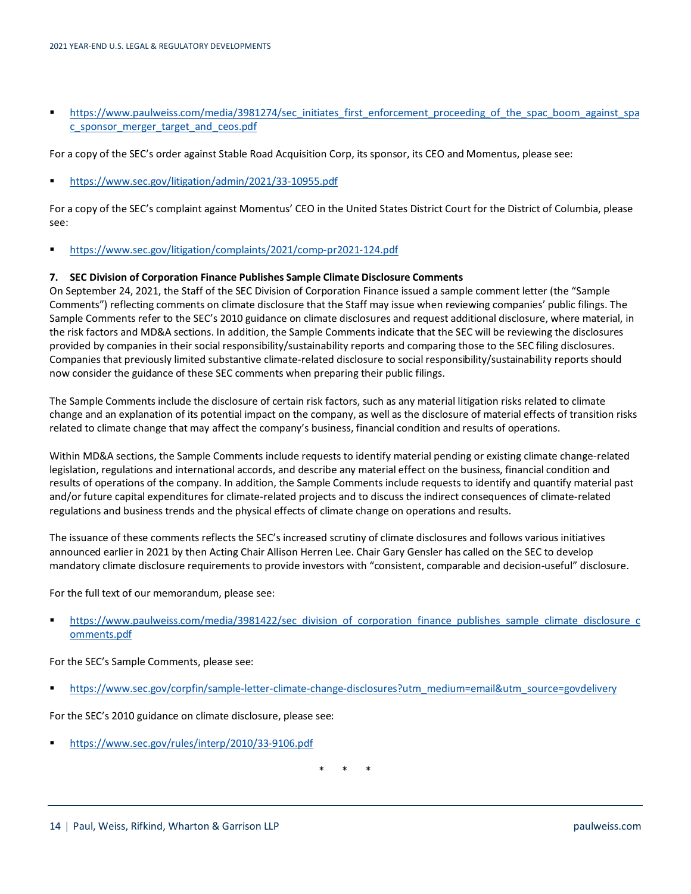- https://www.paulweiss.com/media/3981274/sec_initiates_first_enforcement_proceeding_of_the_spac_boom_against_spac_sponsor_merger_target_and_ceos.pdf

For a copy of the SEC's order against Stable Road Acquisition Corp, its sponsor, its CEO and Momentus, please see:

- https://www.sec.gov/litigation/admin/2021/33-10955.pdf

For a copy of the SEC's complaint against Momentus' CEO in the United States District Court for the District of Columbia, please see:

- https://www.sec.gov/litigation/complaints/2021/comp-pr2021-124.pdf

**7. SEC Division of Corporation Finance Publishes Sample Climate Disclosure Comments**

On September 24, 2021, the Staff of the SEC Division of Corporation Finance issued a sample comment letter (the "Sample Comments") reflecting comments on climate disclosure that the Staff may issue when reviewing companies' public filings. The Sample Comments refer to the SEC's 2010 guidance on climate disclosures and request additional disclosure, where material, in the risk factors and MD&A sections. In addition, the Sample Comments indicate that the SEC will be reviewing the disclosures provided by companies in their social responsibility/sustainability reports and comparing those to the SEC filing disclosures. Companies that previously limited substantive climate-related disclosure to social responsibility/sustainability reports should now consider the guidance of these SEC comments when preparing their public filings.

The Sample Comments include the disclosure of certain risk factors, such as any material litigation risks related to climate change and an explanation of its potential impact on the company, as well as the disclosure of material effects of transition risks related to climate change that may affect the company's business, financial condition and results of operations.

Within MD&A sections, the Sample Comments include requests to identify material pending or existing climate change-related legislation, regulations and international accords, and describe any material effect on the business, financial condition and results of operations of the company. In addition, the Sample Comments include requests to identify and quantify material past and/or future capital expenditures for climate-related projects and to discuss the indirect consequences of climate-related regulations and business trends and the physical effects of climate change on operations and results.

The issuance of these comments reflects the SEC's increased scrutiny of climate disclosures and follows various initiatives announced earlier in 2021 by then Acting Chair Allison Herren Lee. Chair Gary Gensler has called on the SEC to develop mandatory climate disclosure requirements to provide investors with "consistent, comparable and decision-useful" disclosure.

For the full text of our memorandum, please see:

- https://www.paulweiss.com/media/3981422/sec_division_of_corporation_finance_publishes_sample_climate_disclosure_comments.pdf

For the SEC's Sample Comments, please see:

- https://www.sec.gov/corpfin/sample-letter-climate-change-disclosures?utm_medium=email&utm_source=govdelivery

For the SEC's 2010 guidance on climate disclosure, please see:

- https://www.sec.gov/rules/interp/2010/33-9106.pdf

\* \* \*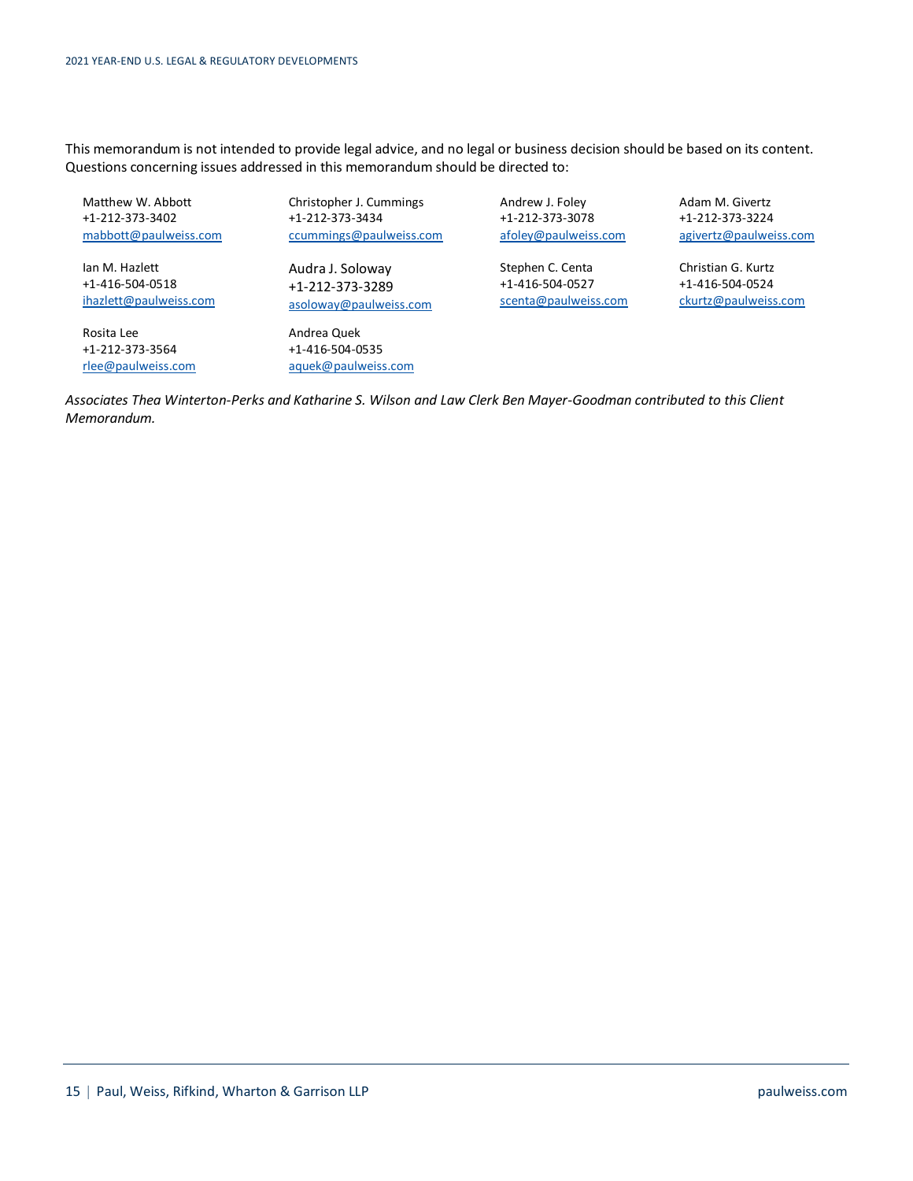This memorandum is not intended to provide legal advice, and no legal or business decision should be based on its content. Questions concerning issues addressed in this memorandum should be directed to:

Matthew W. Abbott
+1-212-373-3402
mabbott@paulweiss.com

Christopher J. Cummings
+1-212-373-3434
ccummings@paulweiss.com

Andrew J. Foley
+1-212-373-3078
afoley@paulweiss.com

Adam M. Givertz
+1-212-373-3224
agivertz@paulweiss.com

Ian M. Hazlett
+1-416-504-0518
ihazlett@paulweiss.com

Audra J. Soloway
+1-212-373-3289
asoloway@paulweiss.com

Stephen C. Centa
+1-416-504-0527
scenta@paulweiss.com

Christian G. Kurtz
+1-416-504-0524
ckurtz@paulweiss.com

Rosita Lee
+1-212-373-3564
rlee@paulweiss.com

Andrea Quek
+1-416-504-0535
aquek@paulweiss.com

*Associates Thea Winterton-Perks and Katharine S. Wilson and Law Clerk Ben Mayer-Goodman contributed to this Client Memorandum.*